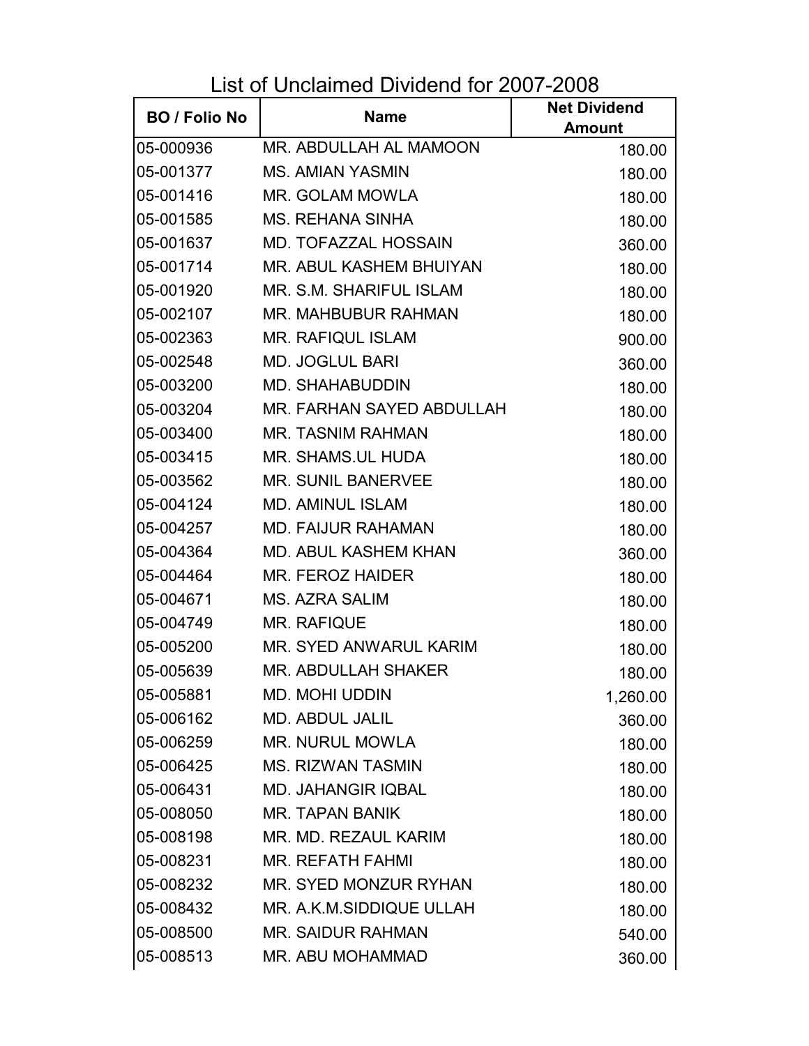# List of Unclaimed Dividend for 2007-2008

| BO / Folio No | Name | Net Dividend Amount |
|---|---|---|
| 05-000936 | MR. ABDULLAH AL MAMOON | 180.00 |
| 05-001377 | MS. AMIAN YASMIN | 180.00 |
| 05-001416 | MR. GOLAM MOWLA | 180.00 |
| 05-001585 | MS. REHANA SINHA | 180.00 |
| 05-001637 | MD. TOFAZZAL HOSSAIN | 360.00 |
| 05-001714 | MR. ABUL KASHEM BHUIYAN | 180.00 |
| 05-001920 | MR. S.M. SHARIFUL ISLAM | 180.00 |
| 05-002107 | MR. MAHBUBUR RAHMAN | 180.00 |
| 05-002363 | MR. RAFIQUL ISLAM | 900.00 |
| 05-002548 | MD. JOGLUL BARI | 360.00 |
| 05-003200 | MD. SHAHABUDDIN | 180.00 |
| 05-003204 | MR. FARHAN SAYED ABDULLAH | 180.00 |
| 05-003400 | MR. TASNIM RAHMAN | 180.00 |
| 05-003415 | MR. SHAMS.UL HUDA | 180.00 |
| 05-003562 | MR. SUNIL BANERVEE | 180.00 |
| 05-004124 | MD. AMINUL ISLAM | 180.00 |
| 05-004257 | MD. FAIJUR RAHAMAN | 180.00 |
| 05-004364 | MD. ABUL KASHEM KHAN | 360.00 |
| 05-004464 | MR. FEROZ HAIDER | 180.00 |
| 05-004671 | MS. AZRA SALIM | 180.00 |
| 05-004749 | MR. RAFIQUE | 180.00 |
| 05-005200 | MR. SYED ANWARUL KARIM | 180.00 |
| 05-005639 | MR. ABDULLAH SHAKER | 180.00 |
| 05-005881 | MD. MOHI UDDIN | 1,260.00 |
| 05-006162 | MD. ABDUL JALIL | 360.00 |
| 05-006259 | MR. NURUL MOWLA | 180.00 |
| 05-006425 | MS. RIZWAN TASMIN | 180.00 |
| 05-006431 | MD. JAHANGIR IQBAL | 180.00 |
| 05-008050 | MR. TAPAN BANIK | 180.00 |
| 05-008198 | MR. MD. REZAUL KARIM | 180.00 |
| 05-008231 | MR. REFATH FAHMI | 180.00 |
| 05-008232 | MR. SYED MONZUR RYHAN | 180.00 |
| 05-008432 | MR. A.K.M.SIDDIQUE ULLAH | 180.00 |
| 05-008500 | MR. SAIDUR RAHMAN | 540.00 |
| 05-008513 | MR. ABU MOHAMMAD | 360.00 |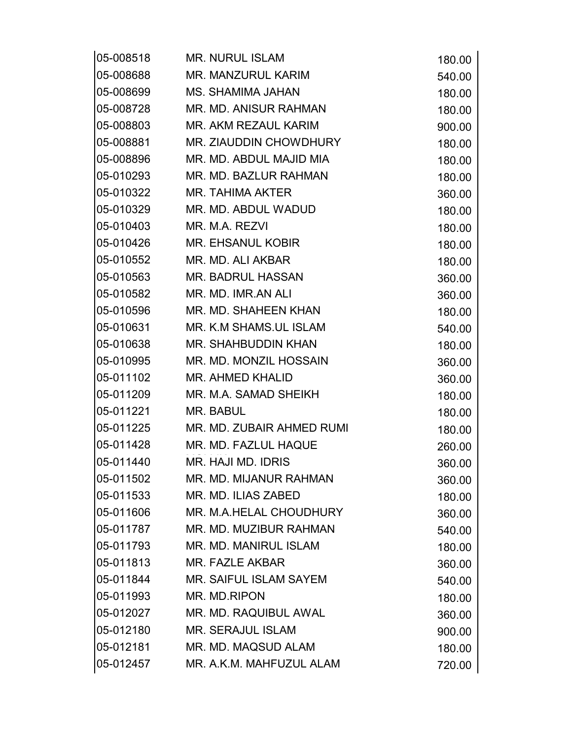| | | |
|---|---|---|
| 05-008518 | MR. NURUL ISLAM | 180.00 |
| 05-008688 | MR. MANZURUL KARIM | 540.00 |
| 05-008699 | MS. SHAMIMA JAHAN | 180.00 |
| 05-008728 | MR. MD. ANISUR RAHMAN | 180.00 |
| 05-008803 | MR. AKM REZAUL KARIM | 900.00 |
| 05-008881 | MR. ZIAUDDIN CHOWDHURY | 180.00 |
| 05-008896 | MR. MD. ABDUL MAJID MIA | 180.00 |
| 05-010293 | MR. MD. BAZLUR RAHMAN | 180.00 |
| 05-010322 | MR. TAHIMA AKTER | 360.00 |
| 05-010329 | MR. MD. ABDUL WADUD | 180.00 |
| 05-010403 | MR. M.A. REZVI | 180.00 |
| 05-010426 | MR. EHSANUL KOBIR | 180.00 |
| 05-010552 | MR. MD. ALI AKBAR | 180.00 |
| 05-010563 | MR. BADRUL HASSAN | 360.00 |
| 05-010582 | MR. MD. IMR.AN ALI | 360.00 |
| 05-010596 | MR. MD. SHAHEEN KHAN | 180.00 |
| 05-010631 | MR. K.M SHAMS.UL ISLAM | 540.00 |
| 05-010638 | MR. SHAHBUDDIN KHAN | 180.00 |
| 05-010995 | MR. MD. MONZIL HOSSAIN | 360.00 |
| 05-011102 | MR. AHMED KHALID | 360.00 |
| 05-011209 | MR. M.A. SAMAD SHEIKH | 180.00 |
| 05-011221 | MR. BABUL | 180.00 |
| 05-011225 | MR. MD. ZUBAIR AHMED RUMI | 180.00 |
| 05-011428 | MR. MD. FAZLUL HAQUE | 260.00 |
| 05-011440 | MR. HAJI MD. IDRIS | 360.00 |
| 05-011502 | MR. MD. MIJANUR RAHMAN | 360.00 |
| 05-011533 | MR. MD. ILIAS ZABED | 180.00 |
| 05-011606 | MR. M.A.HELAL CHOUDHURY | 360.00 |
| 05-011787 | MR. MD. MUZIBUR RAHMAN | 540.00 |
| 05-011793 | MR. MD. MANIRUL ISLAM | 180.00 |
| 05-011813 | MR. FAZLE AKBAR | 360.00 |
| 05-011844 | MR. SAIFUL ISLAM SAYEM | 540.00 |
| 05-011993 | MR. MD.RIPON | 180.00 |
| 05-012027 | MR. MD. RAQUIBUL AWAL | 360.00 |
| 05-012180 | MR. SERAJUL ISLAM | 900.00 |
| 05-012181 | MR. MD. MAQSUD ALAM | 180.00 |
| 05-012457 | MR. A.K.M. MAHFUZUL ALAM | 720.00 |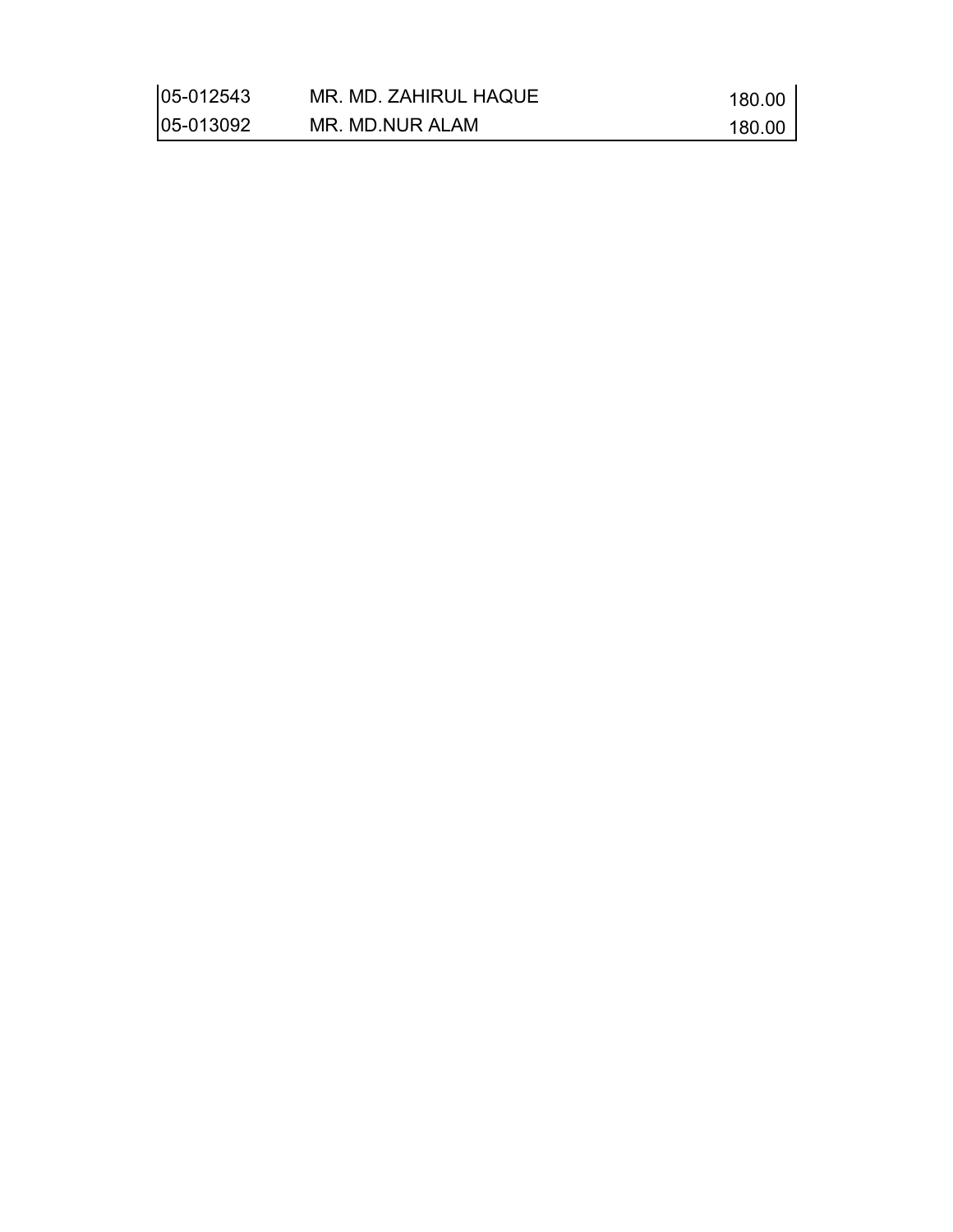| | | |
|---|---|---|
| 05-012543 | MR. MD. ZAHIRUL HAQUE | 180.00 |
| 05-013092 | MR. MD.NUR ALAM | 180.00 |